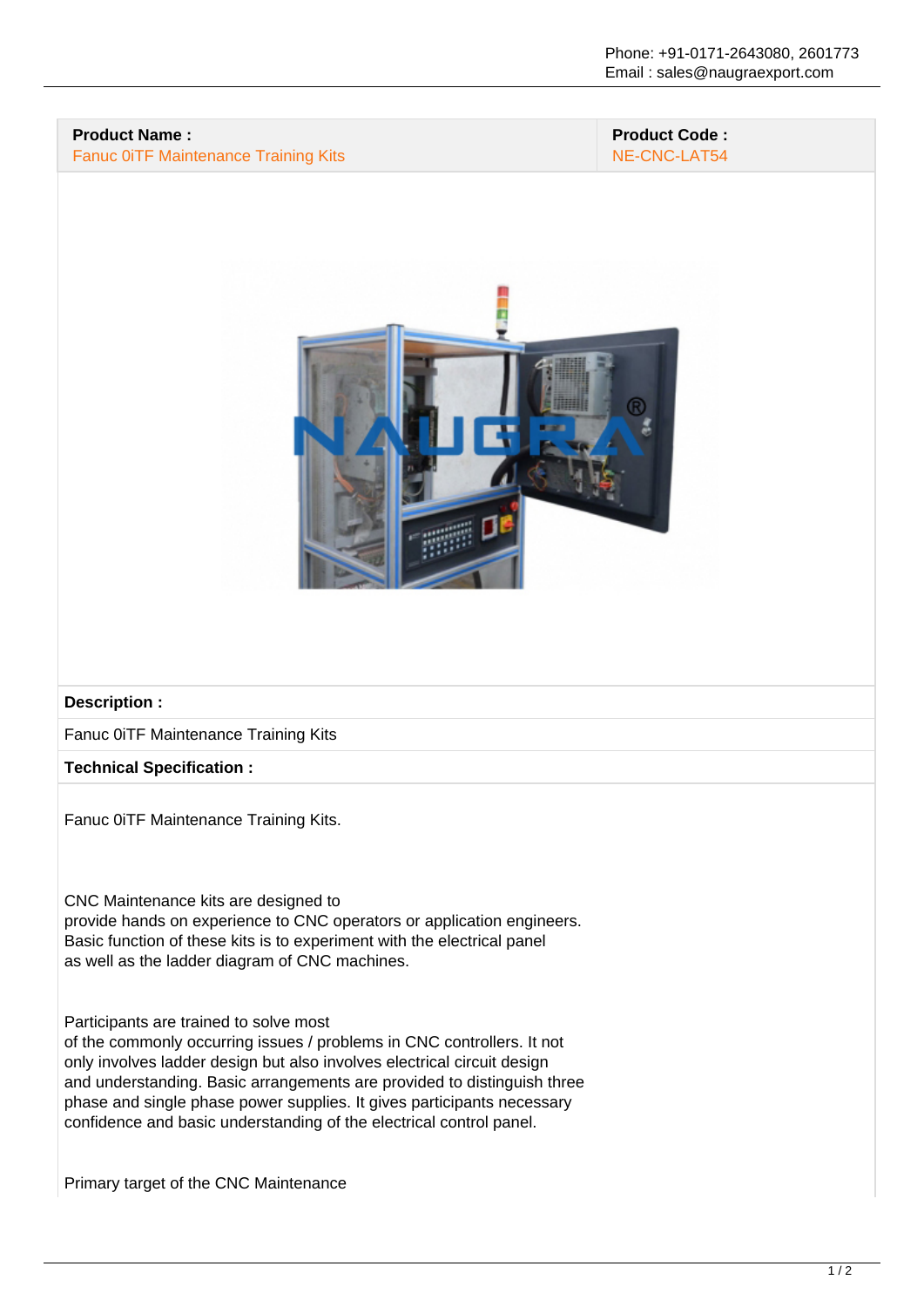Phone: +91-0171-2643080, 2601773
Email : sales@naugraexport.com

| **Product Name :** | **Product Code :** |
|---|---|
| Fanuc 0iTF Maintenance Training Kits | NE-CNC-LAT54 |

**Description :**

Fanuc 0iTF Maintenance Training Kits

**Technical Specification :**

Fanuc 0iTF Maintenance Training Kits.

CNC Maintenance kits are designed to provide hands on experience to CNC operators or application engineers. Basic function of these kits is to experiment with the electrical panel as well as the ladder diagram of CNC machines.

Participants are trained to solve most of the commonly occurring issues / problems in CNC controllers. It not only involves ladder design but also involves electrical circuit design and understanding. Basic arrangements are provided to distinguish three phase and single phase power supplies. It gives participants necessary confidence and basic understanding of the electrical control panel.

Primary target of the CNC Maintenance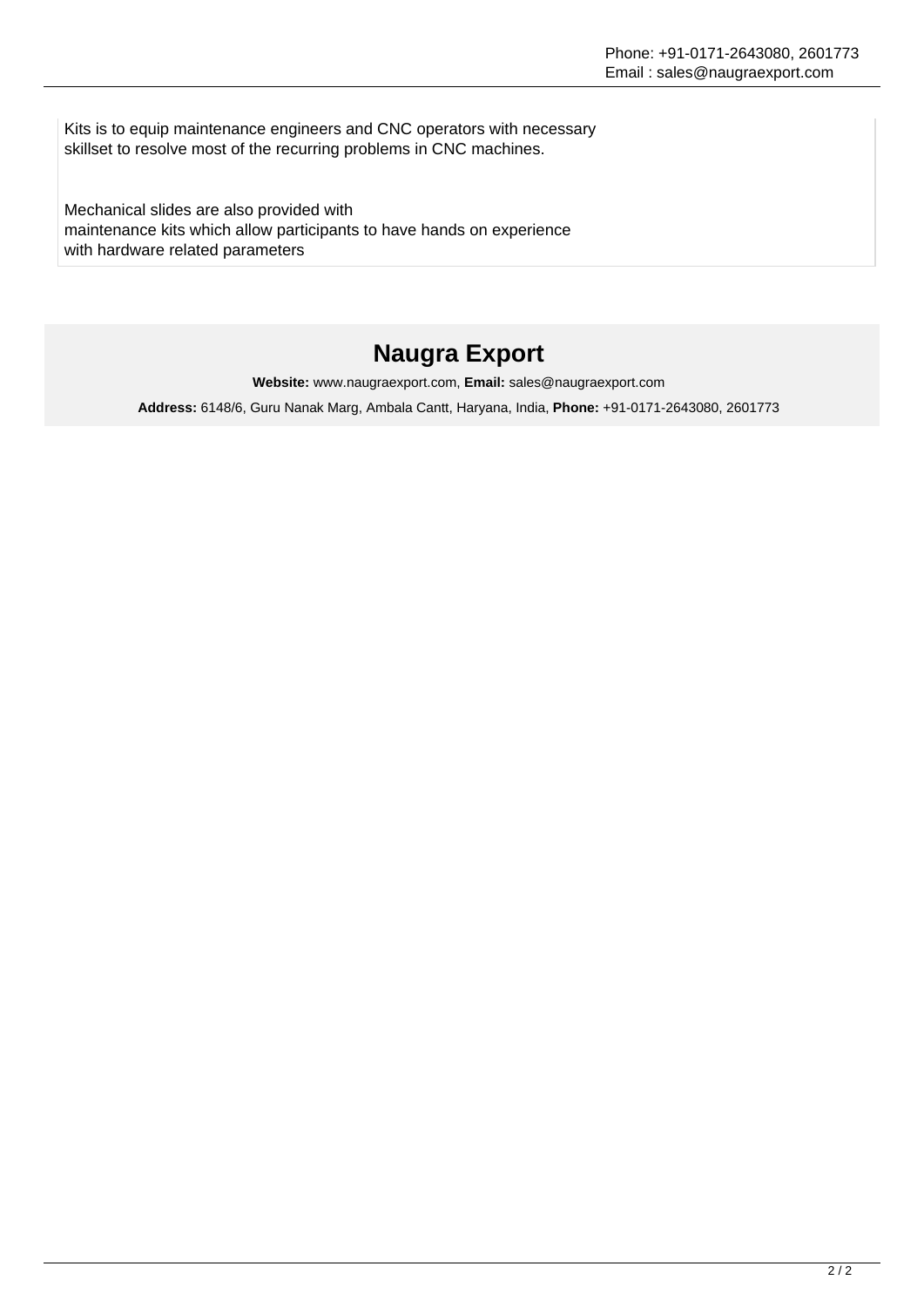Kits is to equip maintenance engineers and CNC operators with necessary skillset to resolve most of the recurring problems in CNC machines.

Mechanical slides are also provided with maintenance kits which allow participants to have hands on experience with hardware related parameters

## Naugra Export

**Website:** www.naugraexport.com, **Email:** sales@naugraexport.com

**Address:** 6148/6, Guru Nanak Marg, Ambala Cantt, Haryana, India, **Phone:** +91-0171-2643080, 2601773